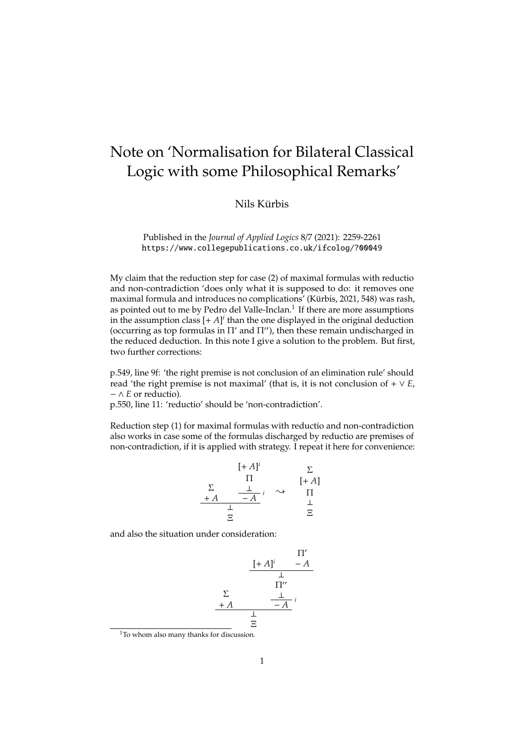# Note on 'Normalisation for Bilateral Classical Logic with some Philosophical Remarks'

Nils Kürbis

Published in the *Journal of Applied Logics* 8/7 (2021): 2259-2261
https://www.collegepublications.co.uk/ifcolog/?00049

My claim that the reduction step for case (2) of maximal formulas with reductio and non-contradiction 'does only what it is supposed to do: it removes one maximal formula and introduces no complications' (Kürbis, 2021, 548) was rash, as pointed out to me by Pedro del Valle-Inclan.[1] If there are more assumptions in the assumption class $[+A]^i$ than the one displayed in the original deduction (occurring as top formulas in $\Pi'$ and $\Pi''$), then these remain undischarged in the reduced deduction. In this note I give a solution to the problem. But first, two further corrections:

p.549, line 9f: 'the right premise is not conclusion of an elimination rule' should read 'the right premise is not maximal' (that is, it is not conclusion of $+\vee E$, $-\wedge E$ or reductio).
p.550, line 11: 'reductio' should be 'non-contradiction'.

Reduction step (1) for maximal formulas with reductio and non-contradiction also works in case some of the formulas discharged by reductio are premises of non-contradiction, if it is applied with strategy. I repeat it here for convenience:

$$
\dfrac{\begin{array}{c}\Sigma \\ +A\end{array} \qquad \dfrac{\begin{array}{c}[+A]^i \\ \Pi \\ \bot\end{array}}{-A}\,i}{\begin{array}{c}\bot \\ \Xi\end{array}}
\quad\rightsquigarrow\quad
\begin{array}{c}\Sigma \\ [+A] \\ \Pi \\ \bot \\ \Xi\end{array}
$$

and also the situation under consideration:

$$
\dfrac{\begin{array}{c}\Sigma \\ +A\end{array} \qquad \dfrac{\begin{array}{c}\dfrac{[+A]^i \qquad \begin{array}{c}\Pi' \\ -A\end{array}}{\bot} \\ \Pi'' \\ \bot\end{array}}{-A}\,i}{\begin{array}{c}\bot \\ \Xi\end{array}}
$$

[1] To whom also many thanks for discussion.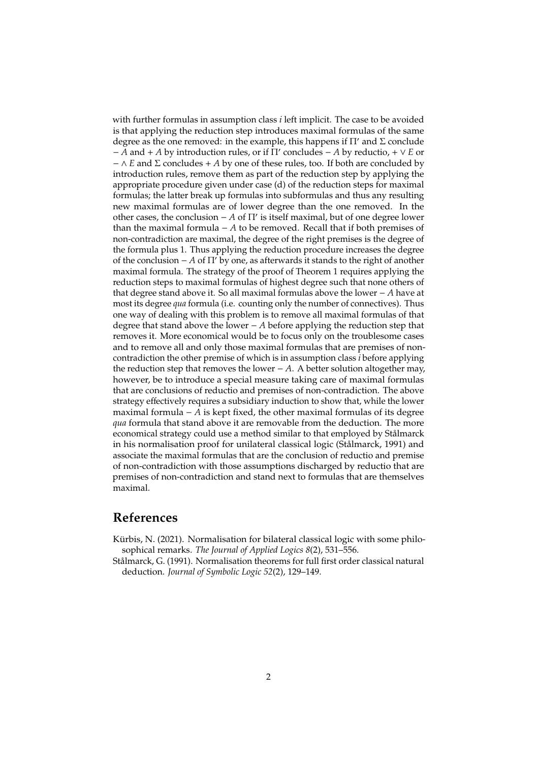with further formulas in assumption class $i$ left implicit. The case to be avoided is that applying the reduction step introduces maximal formulas of the same degree as the one removed: in the example, this happens if $\Pi'$ and $\Sigma$ conclude $-A$ and $+A$ by introduction rules, or if $\Pi'$ concludes $-A$ by reductio, $+\vee E$ or $-\wedge E$ and $\Sigma$ concludes $+A$ by one of these rules, too. If both are concluded by introduction rules, remove them as part of the reduction step by applying the appropriate procedure given under case (d) of the reduction steps for maximal formulas; the latter break up formulas into subformulas and thus any resulting new maximal formulas are of lower degree than the one removed. In the other cases, the conclusion $-A$ of $\Pi'$ is itself maximal, but of one degree lower than the maximal formula $-A$ to be removed. Recall that if both premises of non-contradiction are maximal, the degree of the right premises is the degree of the formula plus 1. Thus applying the reduction procedure increases the degree of the conclusion $-A$ of $\Pi'$ by one, as afterwards it stands to the right of another maximal formula. The strategy of the proof of Theorem 1 requires applying the reduction steps to maximal formulas of highest degree such that none others of that degree stand above it. So all maximal formulas above the lower $-A$ have at most its degree *qua* formula (i.e. counting only the number of connectives). Thus one way of dealing with this problem is to remove all maximal formulas of that degree that stand above the lower $-A$ before applying the reduction step that removes it. More economical would be to focus only on the troublesome cases and to remove all and only those maximal formulas that are premises of non-contradiction the other premise of which is in assumption class $i$ before applying the reduction step that removes the lower $-A$. A better solution altogether may, however, be to introduce a special measure taking care of maximal formulas that are conclusions of reductio and premises of non-contradiction. The above strategy effectively requires a subsidiary induction to show that, while the lower maximal formula $-A$ is kept fixed, the other maximal formulas of its degree *qua* formula that stand above it are removable from the deduction. The more economical strategy could use a method similar to that employed by Stålmarck in his normalisation proof for unilateral classical logic (Stålmarck, 1991) and associate the maximal formulas that are the conclusion of reductio and premise of non-contradiction with those assumptions discharged by reductio that are premises of non-contradiction and stand next to formulas that are themselves maximal.

## References

Kürbis, N. (2021). Normalisation for bilateral classical logic with some philosophical remarks. *The Journal of Applied Logics 8*(2), 531–556.

Stålmarck, G. (1991). Normalisation theorems for full first order classical natural deduction. *Journal of Symbolic Logic 52*(2), 129–149.